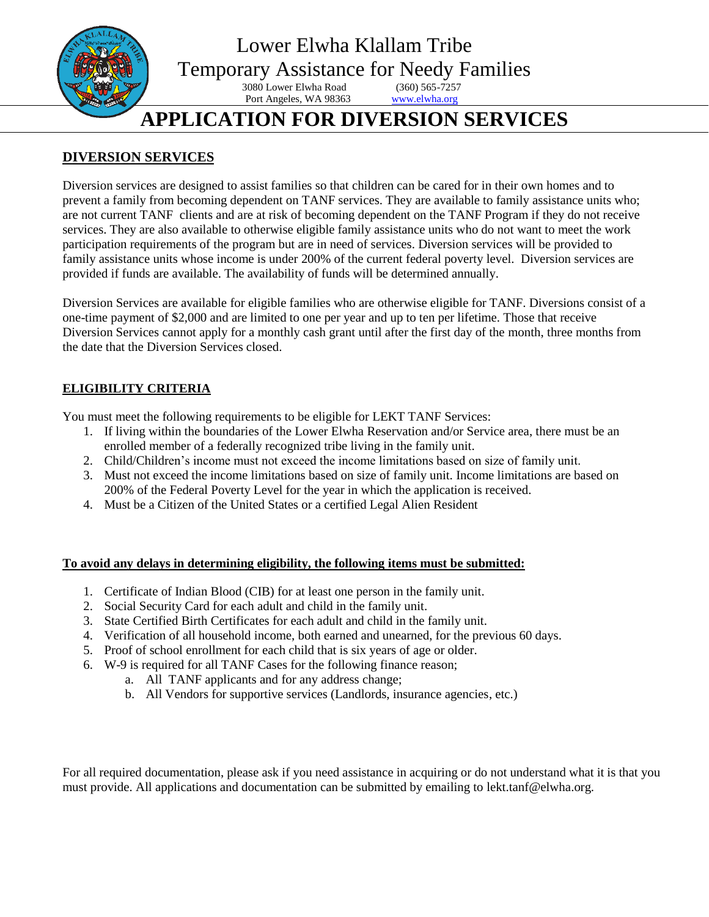# Lower Elwha Klallam Tribe

## Temporary Assistance for Needy Families

3080 Lower Elwha Road (360) 565-7257
Port Angeles, WA 98363 www.elwha.org

# APPLICATION FOR DIVERSION SERVICES

## DIVERSION SERVICES

Diversion services are designed to assist families so that children can be cared for in their own homes and to prevent a family from becoming dependent on TANF services. They are available to family assistance units who; are not current TANF clients and are at risk of becoming dependent on the TANF Program if they do not receive services. They are also available to otherwise eligible family assistance units who do not want to meet the work participation requirements of the program but are in need of services. Diversion services will be provided to family assistance units whose income is under 200% of the current federal poverty level. Diversion services are provided if funds are available. The availability of funds will be determined annually.

Diversion Services are available for eligible families who are otherwise eligible for TANF. Diversions consist of a one-time payment of $2,000 and are limited to one per year and up to ten per lifetime. Those that receive Diversion Services cannot apply for a monthly cash grant until after the first day of the month, three months from the date that the Diversion Services closed.

## ELIGIBILITY CRITERIA

You must meet the following requirements to be eligible for LEKT TANF Services:

1. If living within the boundaries of the Lower Elwha Reservation and/or Service area, there must be an enrolled member of a federally recognized tribe living in the family unit.
2. Child/Children's income must not exceed the income limitations based on size of family unit.
3. Must not exceed the income limitations based on size of family unit. Income limitations are based on 200% of the Federal Poverty Level for the year in which the application is received.
4. Must be a Citizen of the United States or a certified Legal Alien Resident

**To avoid any delays in determining eligibility, the following items must be submitted:**

1. Certificate of Indian Blood (CIB) for at least one person in the family unit.
2. Social Security Card for each adult and child in the family unit.
3. State Certified Birth Certificates for each adult and child in the family unit.
4. Verification of all household income, both earned and unearned, for the previous 60 days.
5. Proof of school enrollment for each child that is six years of age or older.
6. W-9 is required for all TANF Cases for the following finance reason;
   a. All TANF applicants and for any address change;
   b. All Vendors for supportive services (Landlords, insurance agencies, etc.)

For all required documentation, please ask if you need assistance in acquiring or do not understand what it is that you must provide. All applications and documentation can be submitted by emailing to lekt.tanf@elwha.org.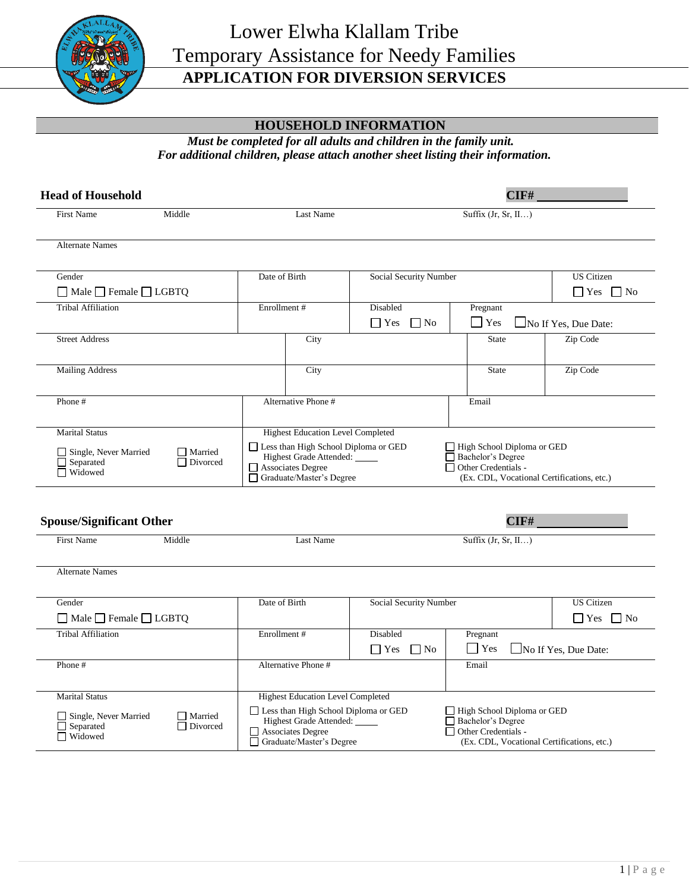# Lower Elwha Klallam Tribe
# Temporary Assistance for Needy Families
## APPLICATION FOR DIVERSION SERVICES

## HOUSEHOLD INFORMATION

***Must be completed for all adults and children in the family unit.***
***For additional children, please attach another sheet listing their information.***

### Head of Household

**CIF# ______________**

| First Name | Middle | Last Name | Suffix (Jr, Sr, II…) |
|---|---|---|---|
| | | | |

| Alternate Names |
|---|
| |

| Gender | Date of Birth | Social Security Number | US Citizen |
|---|---|---|---|
| ☐ Male ☐ Female ☐ LGBTQ | | | ☐ Yes ☐ No |

| Tribal Affiliation | Enrollment # | Disabled | Pregnant |
|---|---|---|---|
| | | ☐ Yes ☐ No | ☐ Yes ☐ No If Yes, Due Date: |

| Street Address | City | State | Zip Code |
|---|---|---|---|
| | | | |

| Mailing Address | City | State | Zip Code |
|---|---|---|---|
| | | | |

| Phone # | Alternative Phone # | Email |
|---|---|---|
| | | |

| Marital Status | Highest Education Level Completed | |
|---|---|---|
| ☐ Single, Never Married ☐ Married ☐ Separated ☐ Divorced ☐ Widowed | ☐ Less than High School Diploma or GED Highest Grade Attended: _____ ☐ Associates Degree ☐ Graduate/Master's Degree | ☐ High School Diploma or GED ☐ Bachelor's Degree ☐ Other Credentials - (Ex. CDL, Vocational Certifications, etc.) |

### Spouse/Significant Other

**CIF# ______________**

| First Name | Middle | Last Name | Suffix (Jr, Sr, II…) |
|---|---|---|---|
| | | | |

| Alternate Names |
|---|
| |

| Gender | Date of Birth | Social Security Number | US Citizen |
|---|---|---|---|
| ☐ Male ☐ Female ☐ LGBTQ | | | ☐ Yes ☐ No |

| Tribal Affiliation | Enrollment # | Disabled | Pregnant |
|---|---|---|---|
| | | ☐ Yes ☐ No | ☐ Yes ☐ No If Yes, Due Date: |

| Phone # | Alternative Phone # | Email |
|---|---|---|
| | | |

| Marital Status | Highest Education Level Completed | |
|---|---|---|
| ☐ Single, Never Married ☐ Married ☐ Separated ☐ Divorced ☐ Widowed | ☐ Less than High School Diploma or GED Highest Grade Attended: _____ ☐ Associates Degree ☐ Graduate/Master's Degree | ☐ High School Diploma or GED ☐ Bachelor's Degree ☐ Other Credentials - (Ex. CDL, Vocational Certifications, etc.) |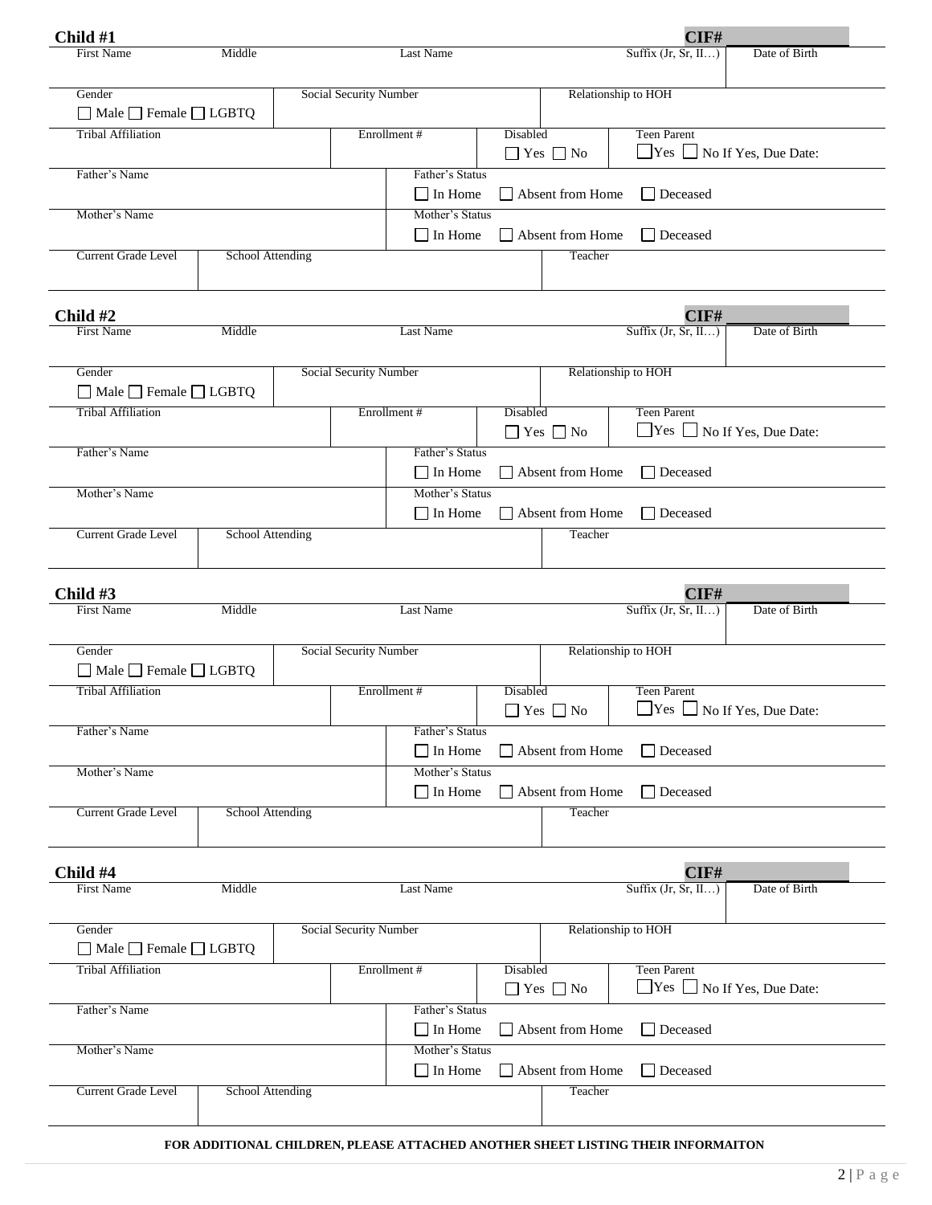**Child #1** **CIF#** ___________

| First Name | Middle | Last Name | Suffix (Jr, Sr, II…) | Date of Birth |
|---|---|---|---|---|
| | | | | |

| Gender | Social Security Number | Relationship to HOH |
|---|---|---|
| ☐ Male ☐ Female ☐ LGBTQ | | |

| Tribal Affiliation | Enrollment # | Disabled | Teen Parent |
|---|---|---|---|
| | | ☐ Yes ☐ No | ☐ Yes ☐ No If Yes, Due Date: |

| Father's Name | Father's Status |
|---|---|
| | ☐ In Home ☐ Absent from Home ☐ Deceased |

| Mother's Name | Mother's Status |
|---|---|
| | ☐ In Home ☐ Absent from Home ☐ Deceased |

| Current Grade Level | School Attending | Teacher |
|---|---|---|
| | | |

**Child #2** **CIF#** ___________

| First Name | Middle | Last Name | Suffix (Jr, Sr, II…) | Date of Birth |
|---|---|---|---|---|
| | | | | |

| Gender | Social Security Number | Relationship to HOH |
|---|---|---|
| ☐ Male ☐ Female ☐ LGBTQ | | |

| Tribal Affiliation | Enrollment # | Disabled | Teen Parent |
|---|---|---|---|
| | | ☐ Yes ☐ No | ☐ Yes ☐ No If Yes, Due Date: |

| Father's Name | Father's Status |
|---|---|
| | ☐ In Home ☐ Absent from Home ☐ Deceased |

| Mother's Name | Mother's Status |
|---|---|
| | ☐ In Home ☐ Absent from Home ☐ Deceased |

| Current Grade Level | School Attending | Teacher |
|---|---|---|
| | | |

**Child #3** **CIF#** ___________

| First Name | Middle | Last Name | Suffix (Jr, Sr, II…) | Date of Birth |
|---|---|---|---|---|
| | | | | |

| Gender | Social Security Number | Relationship to HOH |
|---|---|---|
| ☐ Male ☐ Female ☐ LGBTQ | | |

| Tribal Affiliation | Enrollment # | Disabled | Teen Parent |
|---|---|---|---|
| | | ☐ Yes ☐ No | ☐ Yes ☐ No If Yes, Due Date: |

| Father's Name | Father's Status |
|---|---|
| | ☐ In Home ☐ Absent from Home ☐ Deceased |

| Mother's Name | Mother's Status |
|---|---|
| | ☐ In Home ☐ Absent from Home ☐ Deceased |

| Current Grade Level | School Attending | Teacher |
|---|---|---|
| | | |

**Child #4** **CIF#** ___________

| First Name | Middle | Last Name | Suffix (Jr, Sr, II…) | Date of Birth |
|---|---|---|---|---|
| | | | | |

| Gender | Social Security Number | Relationship to HOH |
|---|---|---|
| ☐ Male ☐ Female ☐ LGBTQ | | |

| Tribal Affiliation | Enrollment # | Disabled | Teen Parent |
|---|---|---|---|
| | | ☐ Yes ☐ No | ☐ Yes ☐ No If Yes, Due Date: |

| Father's Name | Father's Status |
|---|---|
| | ☐ In Home ☐ Absent from Home ☐ Deceased |

| Mother's Name | Mother's Status |
|---|---|
| | ☐ In Home ☐ Absent from Home ☐ Deceased |

| Current Grade Level | School Attending | Teacher |
|---|---|---|
| | | |

**FOR ADDITIONAL CHILDREN, PLEASE ATTACHED ANOTHER SHEET LISTING THEIR INFORMAITON**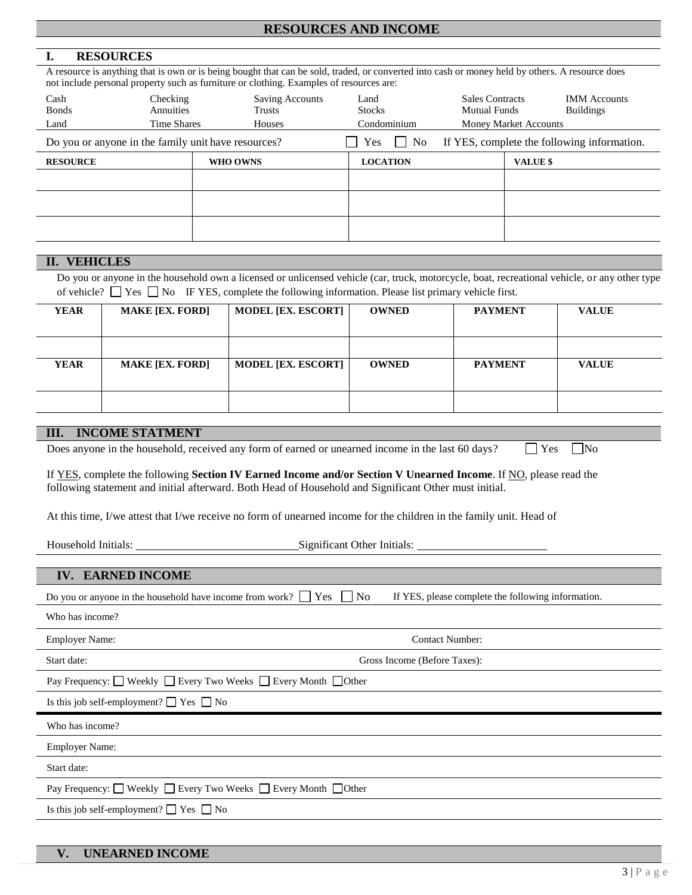# RESOURCES AND INCOME

## I. RESOURCES

A resource is anything that is own or is being bought that can be sold, traded, or converted into cash or money held by others. A resource does not include personal property such as furniture or clothing. Examples of resources are:

| | | | | | |
|---|---|---|---|---|---|
| Cash | Checking | Saving Accounts | Land | Sales Contracts | IMM Accounts |
| Bonds | Annuities | Trusts | Stocks | Mutual Funds | Buildings |
| Land | Time Shares | Houses | Condominium | Money Market Accounts | |

Do you or anyone in the family unit have resources? ☐ Yes ☐ No If YES, complete the following information.

| RESOURCE | WHO OWNS | LOCATION | VALUE $ |
|---|---|---|---|
| | | | |
| | | | |
| | | | |

## II. VEHICLES

Do you or anyone in the household own a licensed or unlicensed vehicle (car, truck, motorcycle, boat, recreational vehicle, or any other type of vehicle? ☐ Yes ☐ No IF YES, complete the following information. Please list primary vehicle first.

| YEAR | MAKE [EX. FORD] | MODEL [EX. ESCORT] | OWNED | PAYMENT | VALUE |
|---|---|---|---|---|---|
| | | | | | |
| **YEAR** | **MAKE [EX. FORD]** | **MODEL [EX. ESCORT]** | **OWNED** | **PAYMENT** | **VALUE** |
| | | | | | |

## III. INCOME STATMENT

Does anyone in the household, received any form of earned or unearned income in the last 60 days? ☐ Yes ☐ No

If YES, complete the following **Section IV Earned Income and/or Section V Unearned Income**. If NO, please read the following statement and initial afterward. Both Head of Household and Significant Other must initial.

At this time, I/we attest that I/we receive no form of unearned income for the children in the family unit. Head of

Household Initials: ____________________ Significant Other Initials: ____________________

## IV. EARNED INCOME

Do you or anyone in the household have income from work? ☐ Yes ☐ No If YES, please complete the following information.

Who has income?

Employer Name: Contact Number:

Start date: Gross Income (Before Taxes):

Pay Frequency: ☐ Weekly ☐ Every Two Weeks ☐ Every Month ☐ Other

Is this job self-employment? ☐ Yes ☐ No

---

Who has income?

Employer Name:

Start date:

Pay Frequency: ☐ Weekly ☐ Every Two Weeks ☐ Every Month ☐ Other

Is this job self-employment? ☐ Yes ☐ No

## V. UNEARNED INCOME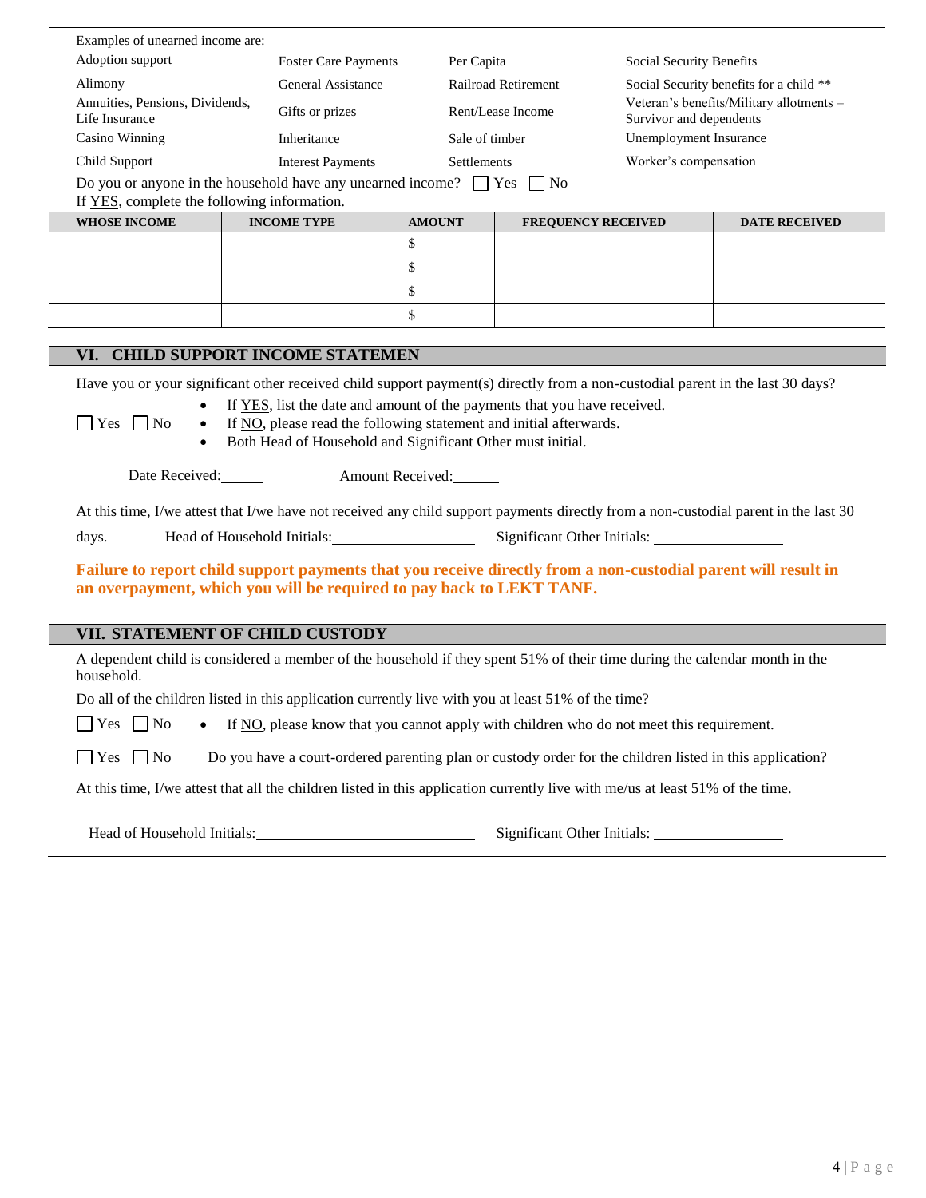Examples of unearned income are:

| | | | |
|---|---|---|---|
| Adoption support | Foster Care Payments | Per Capita | Social Security Benefits |
| Alimony | General Assistance | Railroad Retirement | Social Security benefits for a child ** |
| Annuities, Pensions, Dividends, Life Insurance | Gifts or prizes | Rent/Lease Income | Veteran's benefits/Military allotments – Survivor and dependents |
| Casino Winning | Inheritance | Sale of timber | Unemployment Insurance |
| Child Support | Interest Payments | Settlements | Worker's compensation |

Do you or anyone in the household have any unearned income? ☐ Yes ☐ No

If YES, complete the following information.

| WHOSE INCOME | INCOME TYPE | AMOUNT | FREQUENCY RECEIVED | DATE RECEIVED |
|---|---|---|---|---|
| | | $ | | |
| | | $ | | |
| | | $ | | |
| | | $ | | |

## VI. CHILD SUPPORT INCOME STATEMEN

Have you or your significant other received child support payment(s) directly from a non-custodial parent in the last 30 days?

☐ Yes ☐ No

- If YES, list the date and amount of the payments that you have received.
- If NO, please read the following statement and initial afterwards.
- Both Head of Household and Significant Other must initial.

Date Received:______ Amount Received:______

At this time, I/we attest that I/we have not received any child support payments directly from a non-custodial parent in the last 30 days. Head of Household Initials:__________________ Significant Other Initials: ________________

**Failure to report child support payments that you receive directly from a non-custodial parent will result in an overpayment, which you will be required to pay back to LEKT TANF.**

## VII. STATEMENT OF CHILD CUSTODY

A dependent child is considered a member of the household if they spent 51% of their time during the calendar month in the household.

Do all of the children listed in this application currently live with you at least 51% of the time?

☐ Yes ☐ No
- If NO, please know that you cannot apply with children who do not meet this requirement.

☐ Yes ☐ No Do you have a court-ordered parenting plan or custody order for the children listed in this application?

At this time, I/we attest that all the children listed in this application currently live with me/us at least 51% of the time.

Head of Household Initials:____________________________ Significant Other Initials: ________________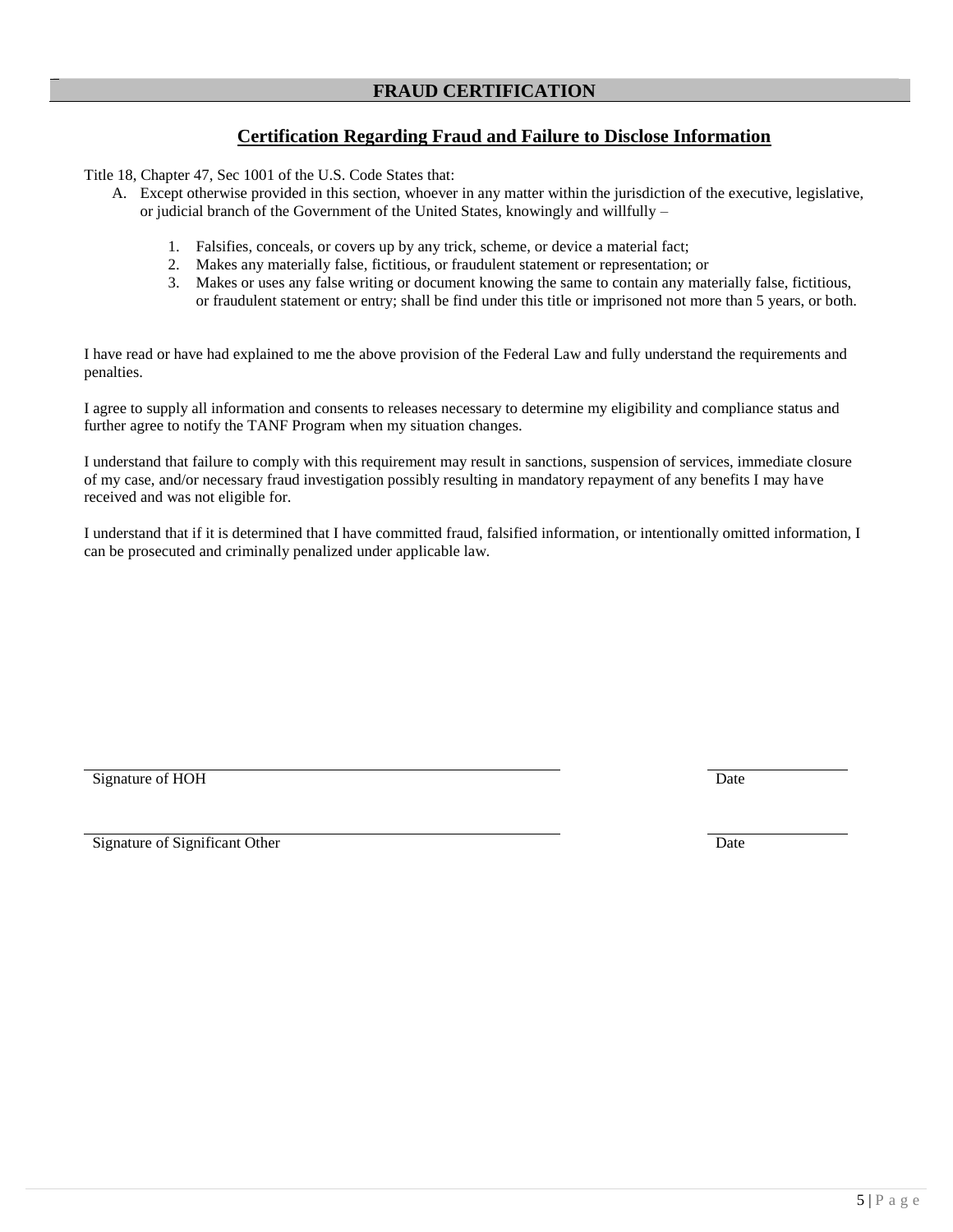## FRAUD CERTIFICATION

### Certification Regarding Fraud and Failure to Disclose Information

Title 18, Chapter 47, Sec 1001 of the U.S. Code States that:

A. Except otherwise provided in this section, whoever in any matter within the jurisdiction of the executive, legislative, or judicial branch of the Government of the United States, knowingly and willfully –

    1. Falsifies, conceals, or covers up by any trick, scheme, or device a material fact;
    2. Makes any materially false, fictitious, or fraudulent statement or representation; or
    3. Makes or uses any false writing or document knowing the same to contain any materially false, fictitious, or fraudulent statement or entry; shall be find under this title or imprisoned not more than 5 years, or both.

I have read or have had explained to me the above provision of the Federal Law and fully understand the requirements and penalties.

I agree to supply all information and consents to releases necessary to determine my eligibility and compliance status and further agree to notify the TANF Program when my situation changes.

I understand that failure to comply with this requirement may result in sanctions, suspension of services, immediate closure of my case, and/or necessary fraud investigation possibly resulting in mandatory repayment of any benefits I may have received and was not eligible for.

I understand that if it is determined that I have committed fraud, falsified information, or intentionally omitted information, I can be prosecuted and criminally penalized under applicable law.

\_\_\_\_\_\_\_\_\_\_\_\_\_\_\_\_\_\_\_\_\_\_\_\_\_\_\_\_\_\_\_\_\_\_\_\_\_\_\_\_ \_\_\_\_\_\_\_\_\_\_\_\_\_\_\_
Signature of HOH Date

\_\_\_\_\_\_\_\_\_\_\_\_\_\_\_\_\_\_\_\_\_\_\_\_\_\_\_\_\_\_\_\_\_\_\_\_\_\_\_\_ \_\_\_\_\_\_\_\_\_\_\_\_\_\_\_
Signature of Significant Other Date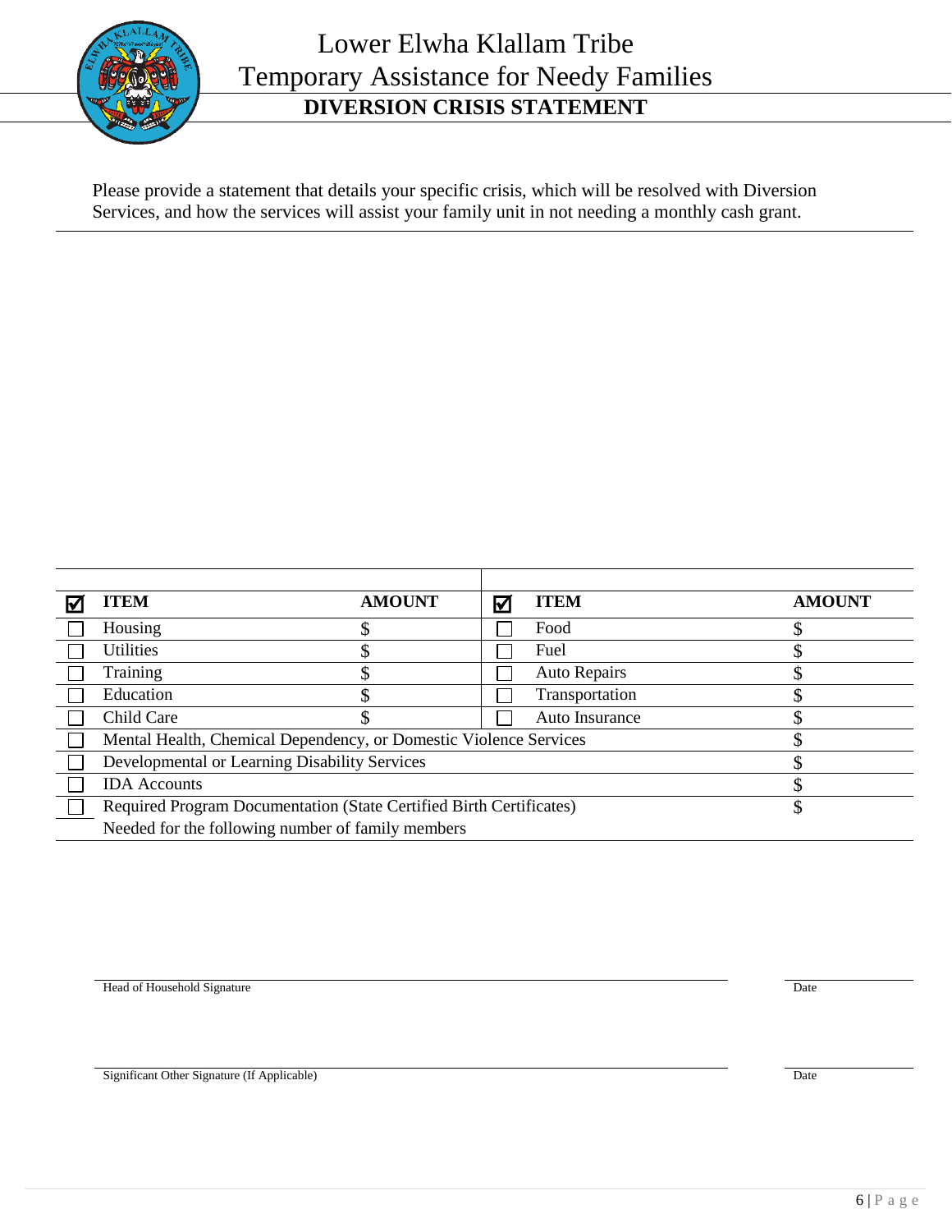# Lower Elwha Klallam Tribe
# Temporary Assistance for Needy Families

## DIVERSION CRISIS STATEMENT

Please provide a statement that details your specific crisis, which will be resolved with Diversion Services, and how the services will assist your family unit in not needing a monthly cash grant.

| ☑ | ITEM | AMOUNT | ☑ | ITEM | AMOUNT |
|---|---|---|---|---|---|
| ☐ | Housing | $ | ☐ | Food | $ |
| ☐ | Utilities | $ | ☐ | Fuel | $ |
| ☐ | Training | $ | ☐ | Auto Repairs | $ |
| ☐ | Education | $ | ☐ | Transportation | $ |
| ☐ | Child Care | $ | ☐ | Auto Insurance | $ |
| ☐ | Mental Health, Chemical Dependency, or Domestic Violence Services | | | | $ |
| ☐ | Developmental or Learning Disability Services | | | | $ |
| ☐ | IDA Accounts | | | | $ |
| ☐ | Required Program Documentation (State Certified Birth Certificates) Needed for the following number of family members | | | | $ |

Head of Household Signature _______________________ Date ___________

Significant Other Signature (If Applicable) _______________________ Date ___________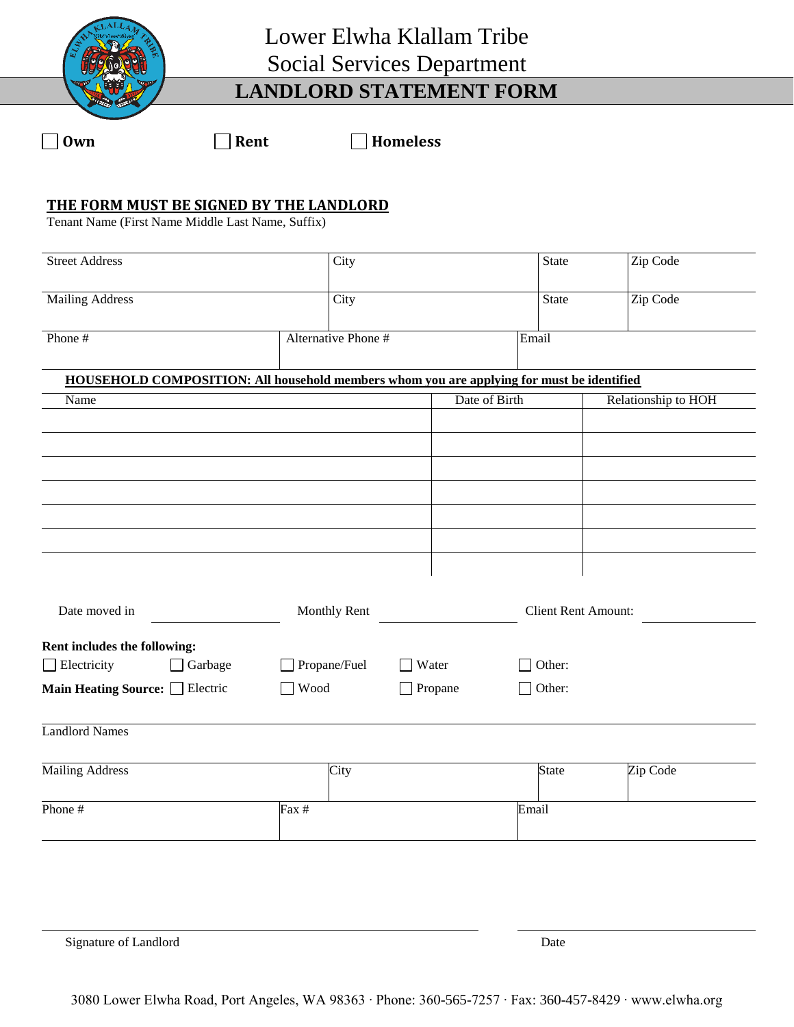# Lower Elwha Klallam Tribe
# Social Services Department
## LANDLORD STATEMENT FORM

☐ **Own** ☐ **Rent** ☐ **Homeless**

**THE FORM MUST BE SIGNED BY THE LANDLORD**

Tenant Name (First Name Middle Last Name, Suffix)

| Street Address | City | State | Zip Code |
|---|---|---|---|
| Mailing Address | City | State | Zip Code |

| Phone # | Alternative Phone # | Email |
|---|---|---|

**HOUSEHOLD COMPOSITION: All household members whom you are applying for must be identified**

| Name | Date of Birth | Relationship to HOH |
|---|---|---|
| | | |
| | | |
| | | |
| | | |
| | | |
| | | |
| | | |

Date moved in ____________ Monthly Rent ____________ Client Rent Amount: ____________

**Rent includes the following:**

☐ Electricity ☐ Garbage ☐ Propane/Fuel ☐ Water ☐ Other:

**Main Heating Source:** ☐ Electric ☐ Wood ☐ Propane ☐ Other:

Landlord Names

| Mailing Address | City | State | Zip Code |
|---|---|---|---|

| Phone # | Fax # | Email |
|---|---|---|

______________________________ ______________

Signature of Landlord Date

3080 Lower Elwha Road, Port Angeles, WA 98363 · Phone: 360-565-7257 · Fax: 360-457-8429 · www.elwha.org